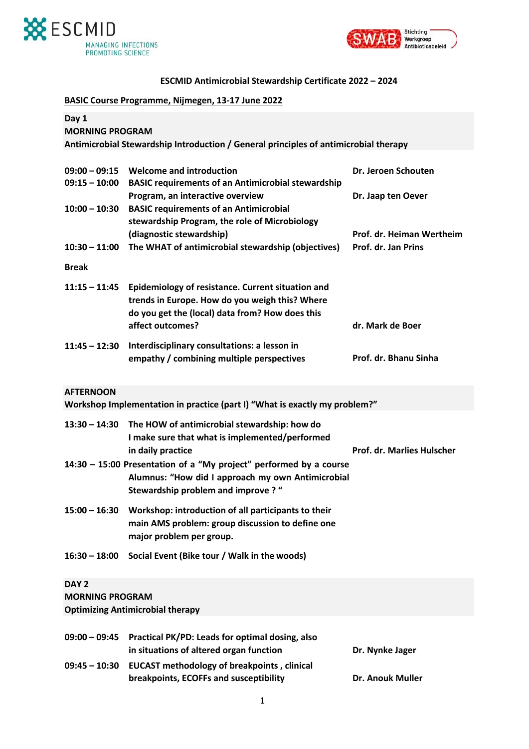ESCMID
MANAGING INFECTIONS
PROMOTING SCIENCE

SWAB Stichting Werkgroep Antibioticabeleid

## ESCMID Antimicrobial Stewardship Certificate 2022 – 2024

**BASIC Course Programme, Nijmegen, 13-17 June 2022**

### Day 1
**MORNING PROGRAM**
**Antimicrobial Stewardship Introduction / General principles of antimicrobial therapy**

| | | |
|---|---|---|
| **09:00 – 09:15** | **Welcome and introduction** | **Dr. Jeroen Schouten** |
| **09:15 – 10:00** | **BASIC requirements of an Antimicrobial stewardship Program, an interactive overview** | **Dr. Jaap ten Oever** |
| **10:00 – 10:30** | **BASIC requirements of an Antimicrobial stewardship Program, the role of Microbiology (diagnostic stewardship)** | **Prof. dr. Heiman Wertheim** |
| **10:30 – 11:00** | **The WHAT of antimicrobial stewardship (objectives)** | **Prof. dr. Jan Prins** |
| **Break** | | |
| **11:15 – 11:45** | **Epidemiology of resistance. Current situation and trends in Europe. How do you weigh this? Where do you get the (local) data from? How does this affect outcomes?** | **dr. Mark de Boer** |
| **11:45 – 12:30** | **Interdisciplinary consultations: a lesson in empathy / combining multiple perspectives** | **Prof. dr. Bhanu Sinha** |

**AFTERNOON**
**Workshop Implementation in practice (part I) "What is exactly my problem?"**

| | | |
|---|---|---|
| **13:30 – 14:30** | **The HOW of antimicrobial stewardship: how do I make sure that what is implemented/performed in daily practice** | **Prof. dr. Marlies Hulscher** |
| **14:30 – 15:00** | **Presentation of a "My project" performed by a course Alumnus: "How did I approach my own Antimicrobial Stewardship problem and improve ? "** | |
| **15:00 – 16:30** | **Workshop: introduction of all participants to their main AMS problem: group discussion to define one major problem per group.** | |
| **16:30 – 18:00** | **Social Event (Bike tour / Walk in the woods)** | |

### DAY 2
**MORNING PROGRAM**
**Optimizing Antimicrobial therapy**

| | | |
|---|---|---|
| **09:00 – 09:45** | **Practical PK/PD: Leads for optimal dosing, also in situations of altered organ function** | **Dr. Nynke Jager** |
| **09:45 – 10:30** | **EUCAST methodology of breakpoints , clinical breakpoints, ECOFFs and susceptibility** | **Dr. Anouk Muller** |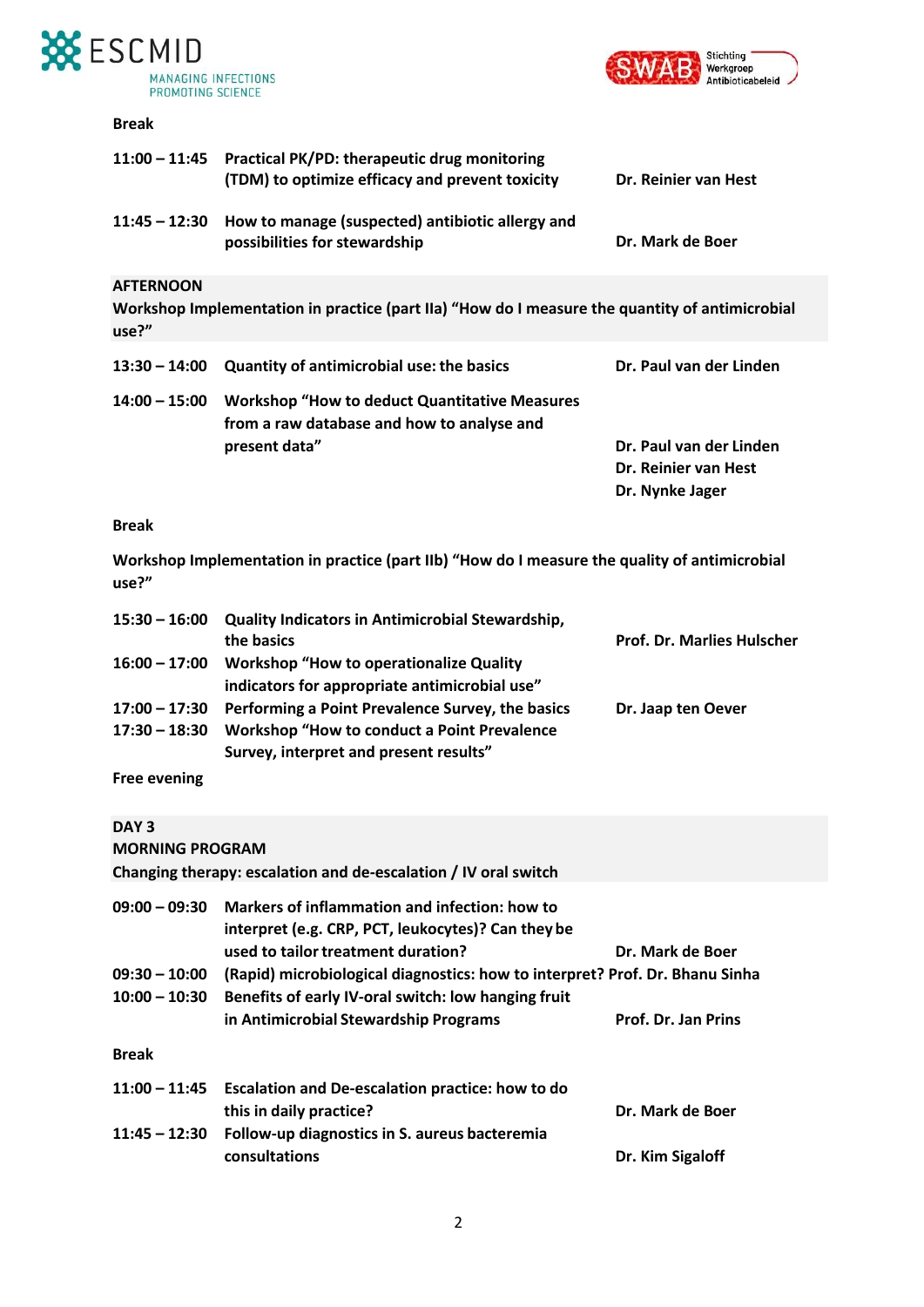**Break**

| | | |
|---|---|---|
| **11:00 – 11:45** | **Practical PK/PD: therapeutic drug monitoring (TDM) to optimize efficacy and prevent toxicity** | **Dr. Reinier van Hest** |
| **11:45 – 12:30** | **How to manage (suspected) antibiotic allergy and possibilities for stewardship** | **Dr. Mark de Boer** |

**AFTERNOON**
**Workshop Implementation in practice (part IIa) "How do I measure the quantity of antimicrobial use?"**

| | | |
|---|---|---|
| **13:30 – 14:00** | **Quantity of antimicrobial use: the basics** | **Dr. Paul van der Linden** |
| **14:00 – 15:00** | **Workshop "How to deduct Quantitative Measures from a raw database and how to analyse and present data"** | **Dr. Paul van der Linden**<br>**Dr. Reinier van Hest**<br>**Dr. Nynke Jager** |

**Break**

**Workshop Implementation in practice (part IIb) "How do I measure the quality of antimicrobial use?"**

| | | |
|---|---|---|
| **15:30 – 16:00** | **Quality Indicators in Antimicrobial Stewardship, the basics** | **Prof. Dr. Marlies Hulscher** |
| **16:00 – 17:00** | **Workshop "How to operationalize Quality indicators for appropriate antimicrobial use"** | |
| **17:00 – 17:30** | **Performing a Point Prevalence Survey, the basics** | **Dr. Jaap ten Oever** |
| **17:30 – 18:30** | **Workshop "How to conduct a Point Prevalence Survey, interpret and present results"** | |

**Free evening**

**DAY 3**
**MORNING PROGRAM**
**Changing therapy: escalation and de-escalation / IV oral switch**

| | | |
|---|---|---|
| **09:00 – 09:30** | **Markers of inflammation and infection: how to interpret (e.g. CRP, PCT, leukocytes)? Can they be used to tailor treatment duration?** | **Dr. Mark de Boer** |
| **09:30 – 10:00** | **(Rapid) microbiological diagnostics: how to interpret?** | **Prof. Dr. Bhanu Sinha** |
| **10:00 – 10:30** | **Benefits of early IV-oral switch: low hanging fruit in Antimicrobial Stewardship Programs** | **Prof. Dr. Jan Prins** |

**Break**

| | | |
|---|---|---|
| **11:00 – 11:45** | **Escalation and De-escalation practice: how to do this in daily practice?** | **Dr. Mark de Boer** |
| **11:45 – 12:30** | **Follow-up diagnostics in S. aureus bacteremia consultations** | **Dr. Kim Sigaloff** |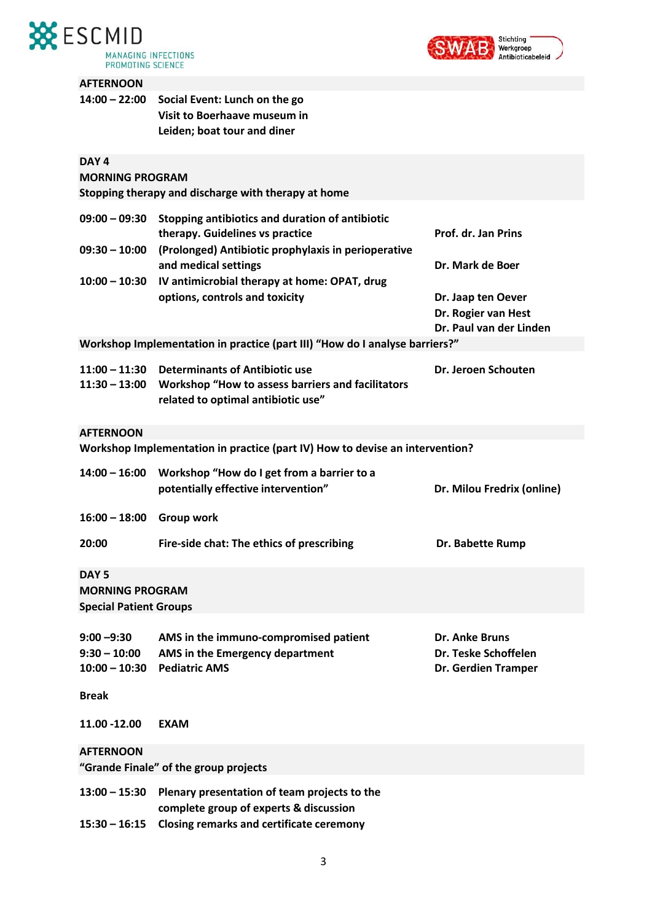**AFTERNOON**

| | | |
|---|---|---|
| **14:00 – 22:00** | **Social Event: Lunch on the go Visit to Boerhaave museum in Leiden; boat tour and diner** | |

**DAY 4**
**MORNING PROGRAM**
**Stopping therapy and discharge with therapy at home**

| | | |
|---|---|---|
| **09:00 – 09:30** | **Stopping antibiotics and duration of antibiotic therapy. Guidelines vs practice** | **Prof. dr. Jan Prins** |
| **09:30 – 10:00** | **(Prolonged) Antibiotic prophylaxis in perioperative and medical settings** | **Dr. Mark de Boer** |
| **10:00 – 10:30** | **IV antimicrobial therapy at home: OPAT, drug options, controls and toxicity** | **Dr. Jaap ten Oever<br>Dr. Rogier van Hest<br>Dr. Paul van der Linden** |

**Workshop Implementation in practice (part III) "How do I analyse barriers?"**

| | | |
|---|---|---|
| **11:00 – 11:30** | **Determinants of Antibiotic use** | **Dr. Jeroen Schouten** |
| **11:30 – 13:00** | **Workshop "How to assess barriers and facilitators related to optimal antibiotic use"** | |

**AFTERNOON**
**Workshop Implementation in practice (part IV) How to devise an intervention?**

| | | |
|---|---|---|
| **14:00 – 16:00** | **Workshop "How do I get from a barrier to a potentially effective intervention"** | **Dr. Milou Fredrix (online)** |
| **16:00 – 18:00** | **Group work** | |
| **20:00** | **Fire-side chat: The ethics of prescribing** | **Dr. Babette Rump** |

**DAY 5**
**MORNING PROGRAM**
**Special Patient Groups**

| | | |
|---|---|---|
| **9:00 –9:30** | **AMS in the immuno-compromised patient** | **Dr. Anke Bruns** |
| **9:30 – 10:00** | **AMS in the Emergency department** | **Dr. Teske Schoffelen** |
| **10:00 – 10:30** | **Pediatric AMS** | **Dr. Gerdien Tramper** |

**Break**

**11.00 -12.00 EXAM**

**AFTERNOON**
**"Grande Finale" of the group projects**

| | |
|---|---|
| **13:00 – 15:30** | **Plenary presentation of team projects to the complete group of experts & discussion** |
| **15:30 – 16:15** | **Closing remarks and certificate ceremony** |